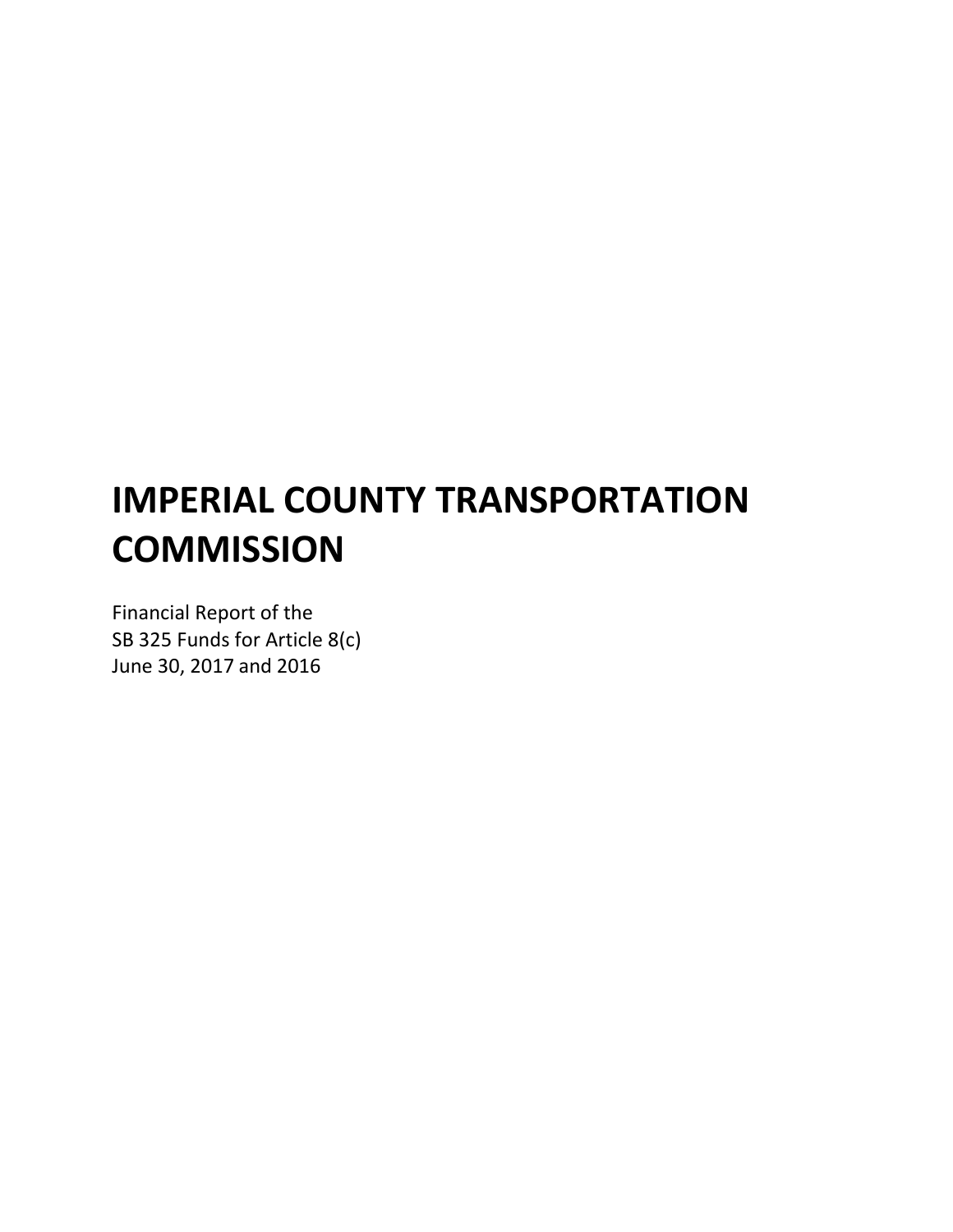# IMPERIAL COUNTY TRANSPORTATION COMMISSION

Financial Report of the
SB 325 Funds for Article 8(c)
June 30, 2017 and 2016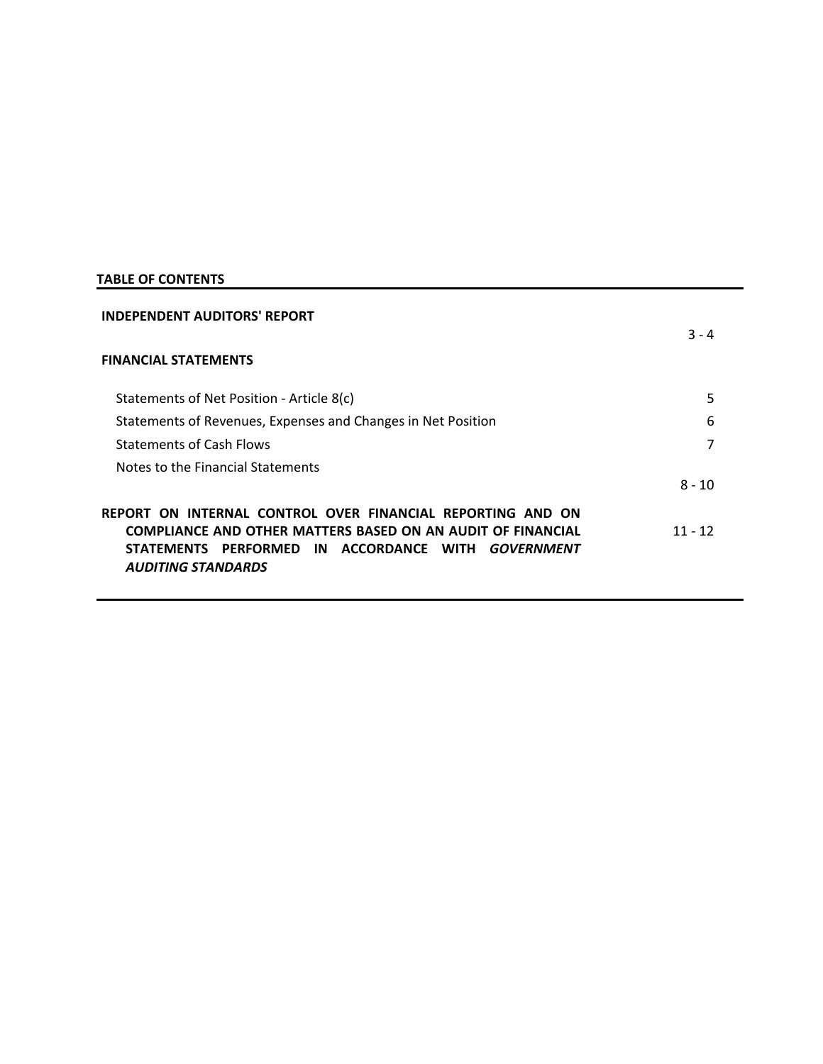**TABLE OF CONTENTS**

| | |
|---|---|
| **INDEPENDENT AUDITORS' REPORT** | 3 - 4 |
| **FINANCIAL STATEMENTS** | |
| Statements of Net Position - Article 8(c) | 5 |
| Statements of Revenues, Expenses and Changes in Net Position | 6 |
| Statements of Cash Flows | 7 |
| Notes to the Financial Statements | 8 - 10 |
| **REPORT ON INTERNAL CONTROL OVER FINANCIAL REPORTING AND ON COMPLIANCE AND OTHER MATTERS BASED ON AN AUDIT OF FINANCIAL STATEMENTS PERFORMED IN ACCORDANCE WITH *GOVERNMENT AUDITING STANDARDS*** | 11 - 12 |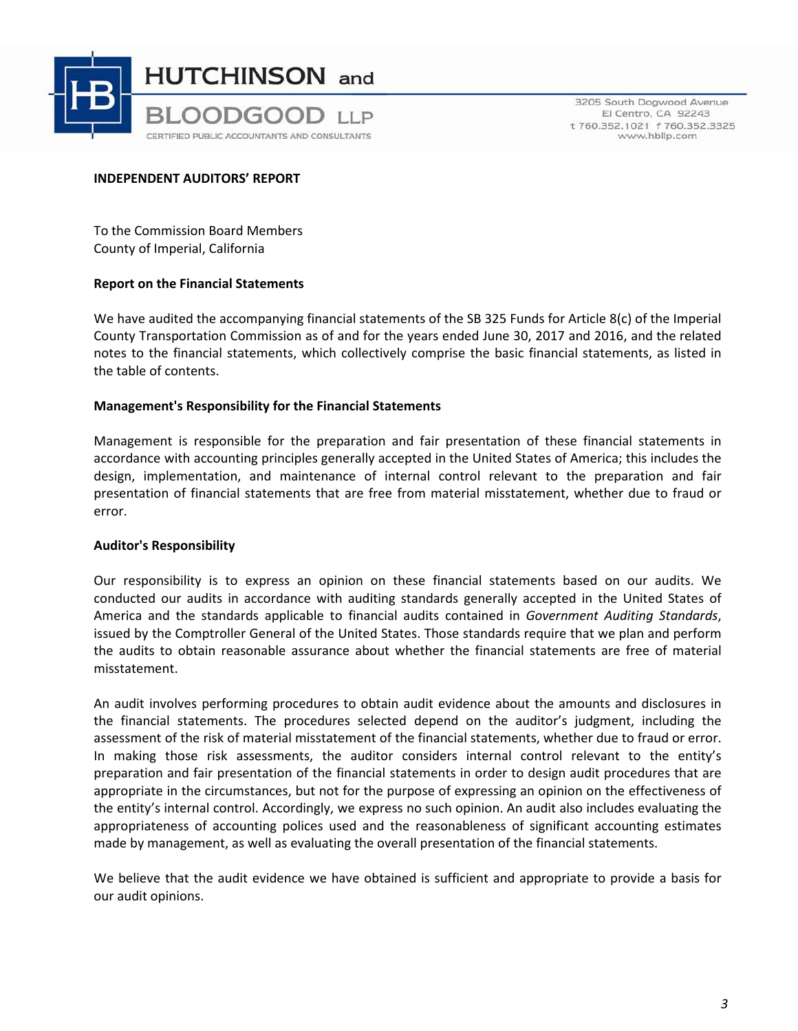**HUTCHINSON and BLOODGOOD LLP**
CERTIFIED PUBLIC ACCOUNTANTS AND CONSULTANTS

3205 South Dogwood Avenue
El Centro, CA 92243
t 760.352.1021 f 760.352.3325
www.hbllp.com

## INDEPENDENT AUDITORS' REPORT

To the Commission Board Members
County of Imperial, California

### Report on the Financial Statements

We have audited the accompanying financial statements of the SB 325 Funds for Article 8(c) of the Imperial County Transportation Commission as of and for the years ended June 30, 2017 and 2016, and the related notes to the financial statements, which collectively comprise the basic financial statements, as listed in the table of contents.

### Management's Responsibility for the Financial Statements

Management is responsible for the preparation and fair presentation of these financial statements in accordance with accounting principles generally accepted in the United States of America; this includes the design, implementation, and maintenance of internal control relevant to the preparation and fair presentation of financial statements that are free from material misstatement, whether due to fraud or error.

### Auditor's Responsibility

Our responsibility is to express an opinion on these financial statements based on our audits. We conducted our audits in accordance with auditing standards generally accepted in the United States of America and the standards applicable to financial audits contained in *Government Auditing Standards*, issued by the Comptroller General of the United States. Those standards require that we plan and perform the audits to obtain reasonable assurance about whether the financial statements are free of material misstatement.

An audit involves performing procedures to obtain audit evidence about the amounts and disclosures in the financial statements. The procedures selected depend on the auditor's judgment, including the assessment of the risk of material misstatement of the financial statements, whether due to fraud or error. In making those risk assessments, the auditor considers internal control relevant to the entity's preparation and fair presentation of the financial statements in order to design audit procedures that are appropriate in the circumstances, but not for the purpose of expressing an opinion on the effectiveness of the entity's internal control. Accordingly, we express no such opinion. An audit also includes evaluating the appropriateness of accounting polices used and the reasonableness of significant accounting estimates made by management, as well as evaluating the overall presentation of the financial statements.

We believe that the audit evidence we have obtained is sufficient and appropriate to provide a basis for our audit opinions.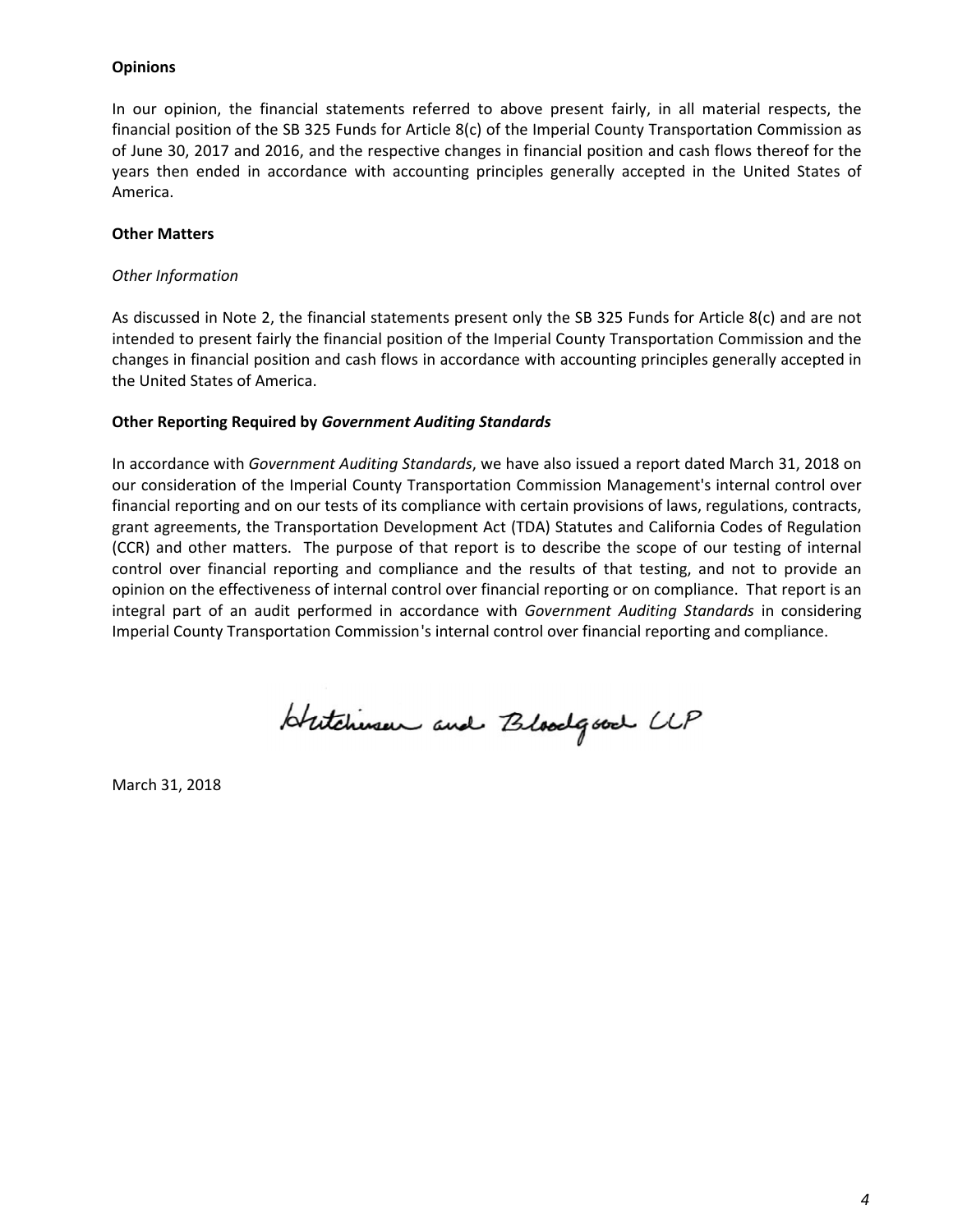**Opinions**

In our opinion, the financial statements referred to above present fairly, in all material respects, the financial position of the SB 325 Funds for Article 8(c) of the Imperial County Transportation Commission as of June 30, 2017 and 2016, and the respective changes in financial position and cash flows thereof for the years then ended in accordance with accounting principles generally accepted in the United States of America.

**Other Matters**

*Other Information*

As discussed in Note 2, the financial statements present only the SB 325 Funds for Article 8(c) and are not intended to present fairly the financial position of the Imperial County Transportation Commission and the changes in financial position and cash flows in accordance with accounting principles generally accepted in the United States of America.

**Other Reporting Required by *Government Auditing Standards***

In accordance with *Government Auditing Standards*, we have also issued a report dated March 31, 2018 on our consideration of the Imperial County Transportation Commission Management's internal control over financial reporting and on our tests of its compliance with certain provisions of laws, regulations, contracts, grant agreements, the Transportation Development Act (TDA) Statutes and California Codes of Regulation (CCR) and other matters. The purpose of that report is to describe the scope of our testing of internal control over financial reporting and compliance and the results of that testing, and not to provide an opinion on the effectiveness of internal control over financial reporting or on compliance. That report is an integral part of an audit performed in accordance with *Government Auditing Standards* in considering Imperial County Transportation Commission's internal control over financial reporting and compliance.

Hutchinson and Bloodgood LLP

March 31, 2018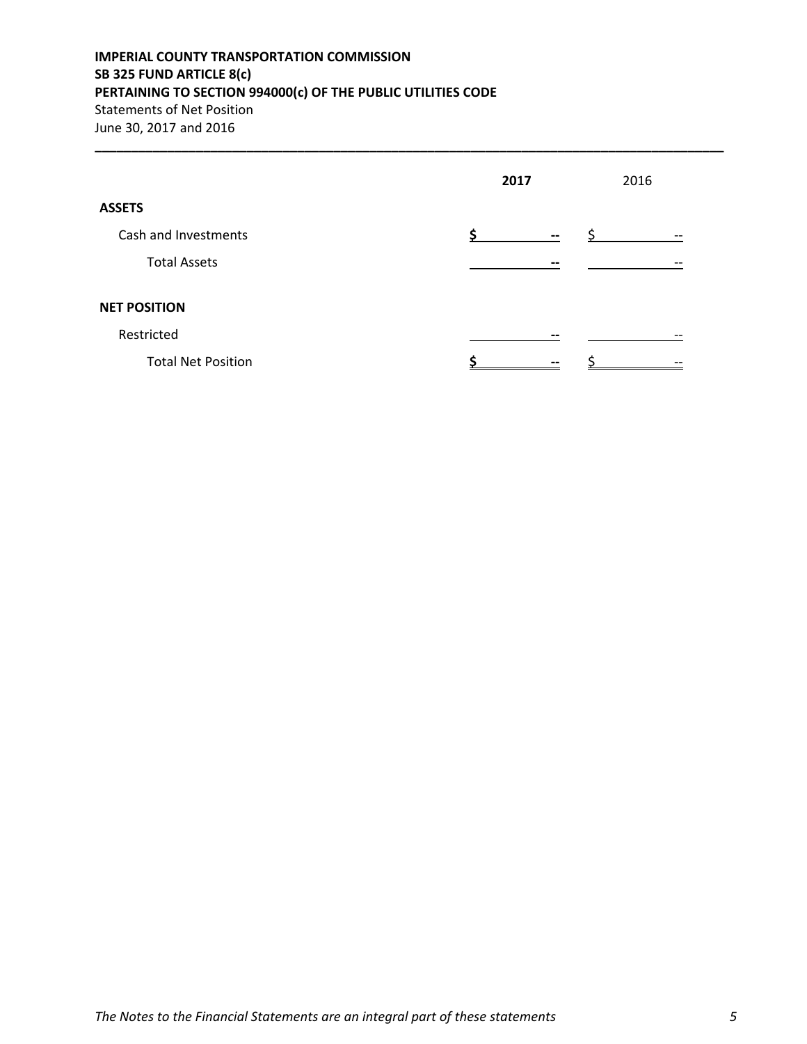**IMPERIAL COUNTY TRANSPORTATION COMMISSION**
**SB 325 FUND ARTICLE 8(c)**
**PERTAINING TO SECTION 994000(c) OF THE PUBLIC UTILITIES CODE**
Statements of Net Position
June 30, 2017 and 2016

| | **2017** | 2016 |
|---|---|---|
| **ASSETS** | | |
| Cash and Investments | **$ --** | $ -- |
| Total Assets | **--** | -- |
| **NET POSITION** | | |
| Restricted | **--** | -- |
| Total Net Position | **$ --** | $ -- |

*The Notes to the Financial Statements are an integral part of these statements*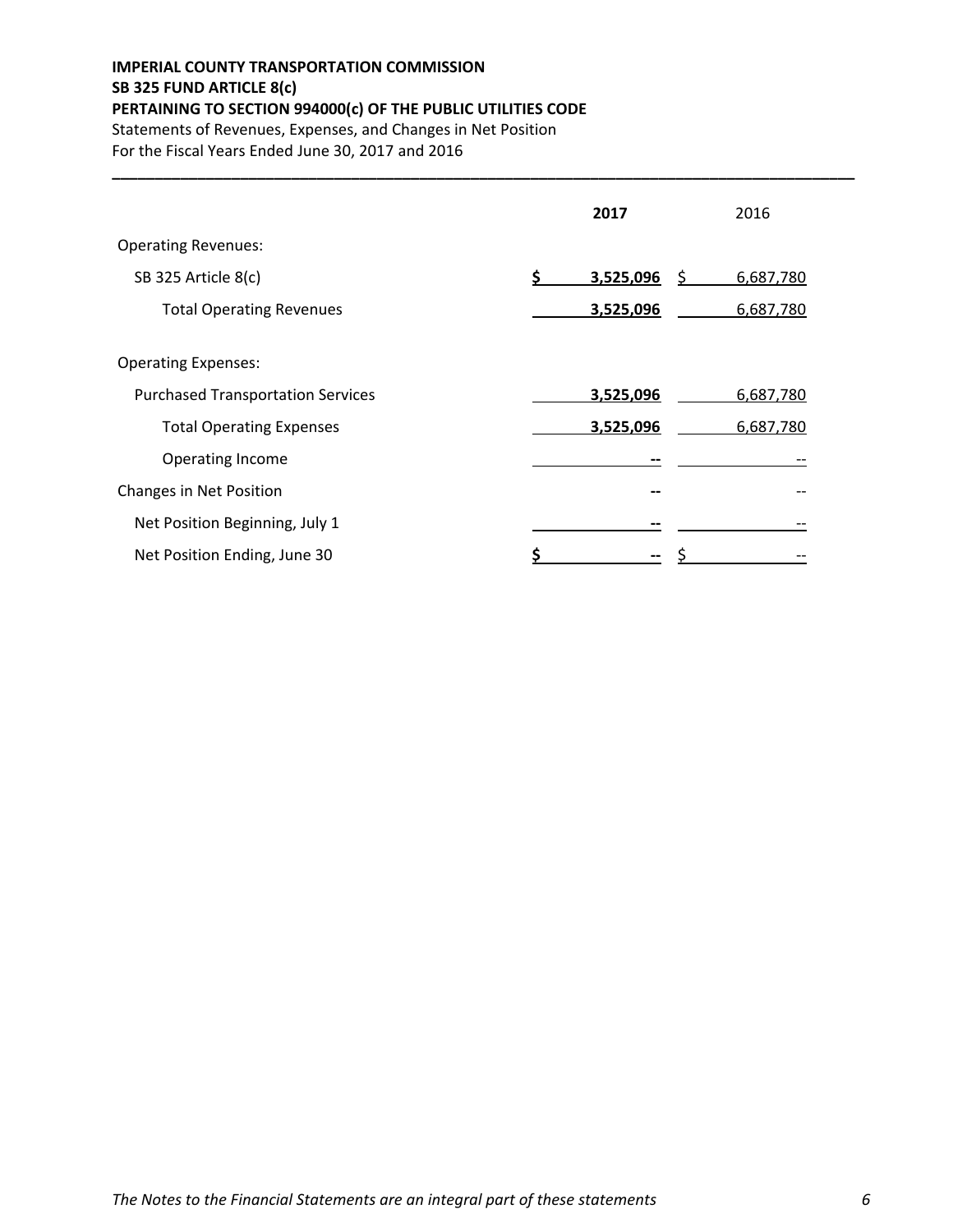**IMPERIAL COUNTY TRANSPORTATION COMMISSION**
**SB 325 FUND ARTICLE 8(c)**
**PERTAINING TO SECTION 994000(c) OF THE PUBLIC UTILITIES CODE**
Statements of Revenues, Expenses, and Changes in Net Position
For the Fiscal Years Ended June 30, 2017 and 2016

| | **2017** | 2016 |
|---|---|---|
| Operating Revenues: | | |
| SB 325 Article 8(c) | **$ 3,525,096** | $ 6,687,780 |
| Total Operating Revenues | **3,525,096** | 6,687,780 |
| Operating Expenses: | | |
| Purchased Transportation Services | **3,525,096** | 6,687,780 |
| Total Operating Expenses | **3,525,096** | 6,687,780 |
| Operating Income | **--** | -- |
| Changes in Net Position | **--** | -- |
| Net Position Beginning, July 1 | **--** | -- |
| Net Position Ending, June 30 | **$ --** | $ -- |

*The Notes to the Financial Statements are an integral part of these statements*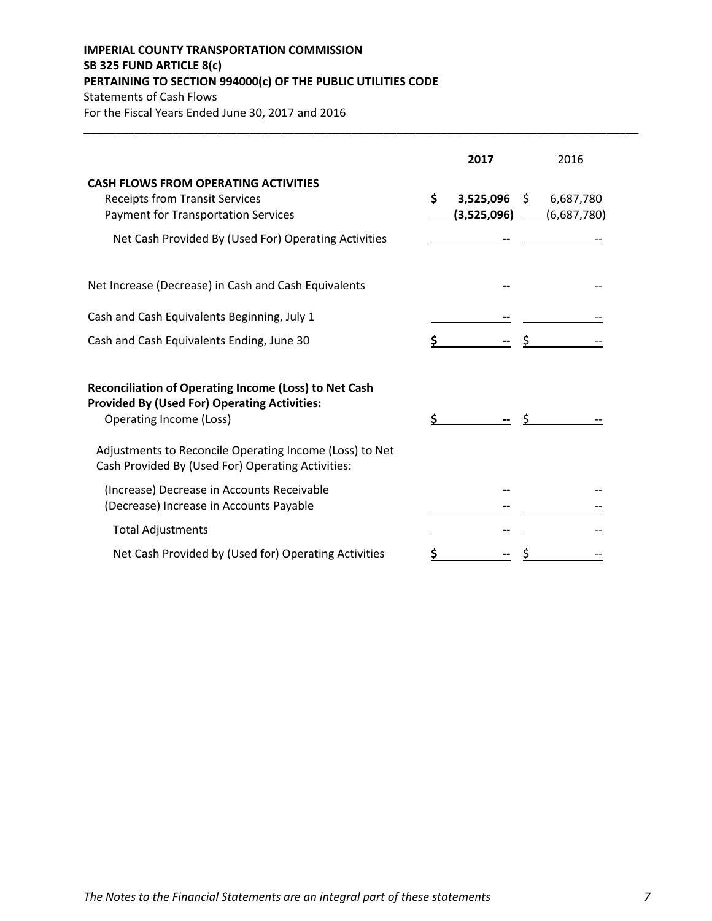**IMPERIAL COUNTY TRANSPORTATION COMMISSION**
**SB 325 FUND ARTICLE 8(c)**
**PERTAINING TO SECTION 994000(c) OF THE PUBLIC UTILITIES CODE**
Statements of Cash Flows
For the Fiscal Years Ended June 30, 2017 and 2016

| | **2017** | 2016 |
|---|---|---|
| **CASH FLOWS FROM OPERATING ACTIVITIES** | | |
| Receipts from Transit Services | **$ 3,525,096** | $ 6,687,780 |
| Payment for Transportation Services | **(3,525,096)** | (6,687,780) |
| Net Cash Provided By (Used For) Operating Activities | **--** | -- |
| Net Increase (Decrease) in Cash and Cash Equivalents | **--** | -- |
| Cash and Cash Equivalents Beginning, July 1 | **--** | -- |
| Cash and Cash Equivalents Ending, June 30 | **$ --** | $ -- |
| **Reconciliation of Operating Income (Loss) to Net Cash Provided By (Used For) Operating Activities:** | | |
| Operating Income (Loss) | **$ --** | $ -- |
| Adjustments to Reconcile Operating Income (Loss) to Net Cash Provided By (Used For) Operating Activities: | | |
| (Increase) Decrease in Accounts Receivable | **--** | -- |
| (Decrease) Increase in Accounts Payable | **--** | -- |
| Total Adjustments | **--** | -- |
| Net Cash Provided by (Used for) Operating Activities | **$ --** | $ -- |

*The Notes to the Financial Statements are an integral part of these statements*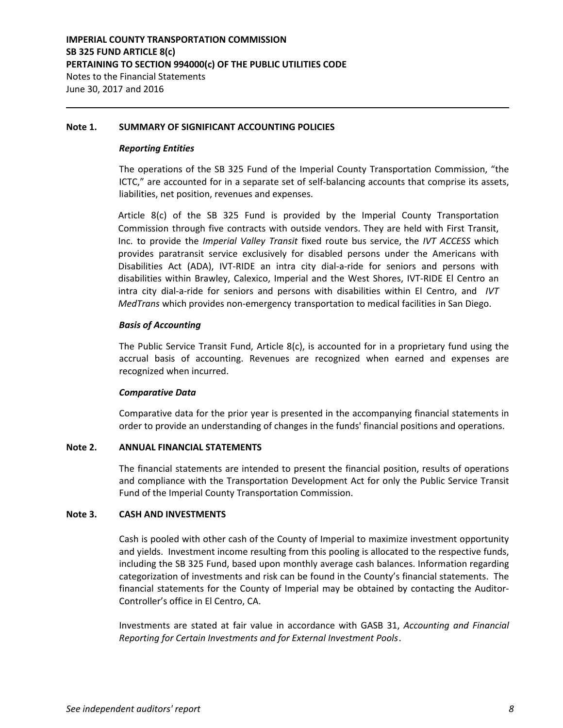**IMPERIAL COUNTY TRANSPORTATION COMMISSION**
**SB 325 FUND ARTICLE 8(c)**
**PERTAINING TO SECTION 994000(c) OF THE PUBLIC UTILITIES CODE**
Notes to the Financial Statements
June 30, 2017 and 2016

## Note 1. SUMMARY OF SIGNIFICANT ACCOUNTING POLICIES

***Reporting Entities***

The operations of the SB 325 Fund of the Imperial County Transportation Commission, "the ICTC," are accounted for in a separate set of self-balancing accounts that comprise its assets, liabilities, net position, revenues and expenses.

Article 8(c) of the SB 325 Fund is provided by the Imperial County Transportation Commission through five contracts with outside vendors. They are held with First Transit, Inc. to provide the *Imperial Valley Transit* fixed route bus service, the *IVT ACCESS* which provides paratransit service exclusively for disabled persons under the Americans with Disabilities Act (ADA), IVT-RIDE an intra city dial-a-ride for seniors and persons with disabilities within Brawley, Calexico, Imperial and the West Shores, IVT-RIDE El Centro an intra city dial-a-ride for seniors and persons with disabilities within El Centro, and *IVT MedTrans* which provides non-emergency transportation to medical facilities in San Diego.

***Basis of Accounting***

The Public Service Transit Fund, Article 8(c), is accounted for in a proprietary fund using the accrual basis of accounting. Revenues are recognized when earned and expenses are recognized when incurred.

***Comparative Data***

Comparative data for the prior year is presented in the accompanying financial statements in order to provide an understanding of changes in the funds' financial positions and operations.

## Note 2. ANNUAL FINANCIAL STATEMENTS

The financial statements are intended to present the financial position, results of operations and compliance with the Transportation Development Act for only the Public Service Transit Fund of the Imperial County Transportation Commission.

## Note 3. CASH AND INVESTMENTS

Cash is pooled with other cash of the County of Imperial to maximize investment opportunity and yields. Investment income resulting from this pooling is allocated to the respective funds, including the SB 325 Fund, based upon monthly average cash balances. Information regarding categorization of investments and risk can be found in the County's financial statements. The financial statements for the County of Imperial may be obtained by contacting the Auditor-Controller's office in El Centro, CA.

Investments are stated at fair value in accordance with GASB 31, *Accounting and Financial Reporting for Certain Investments and for External Investment Pools*.

*See independent auditors' report*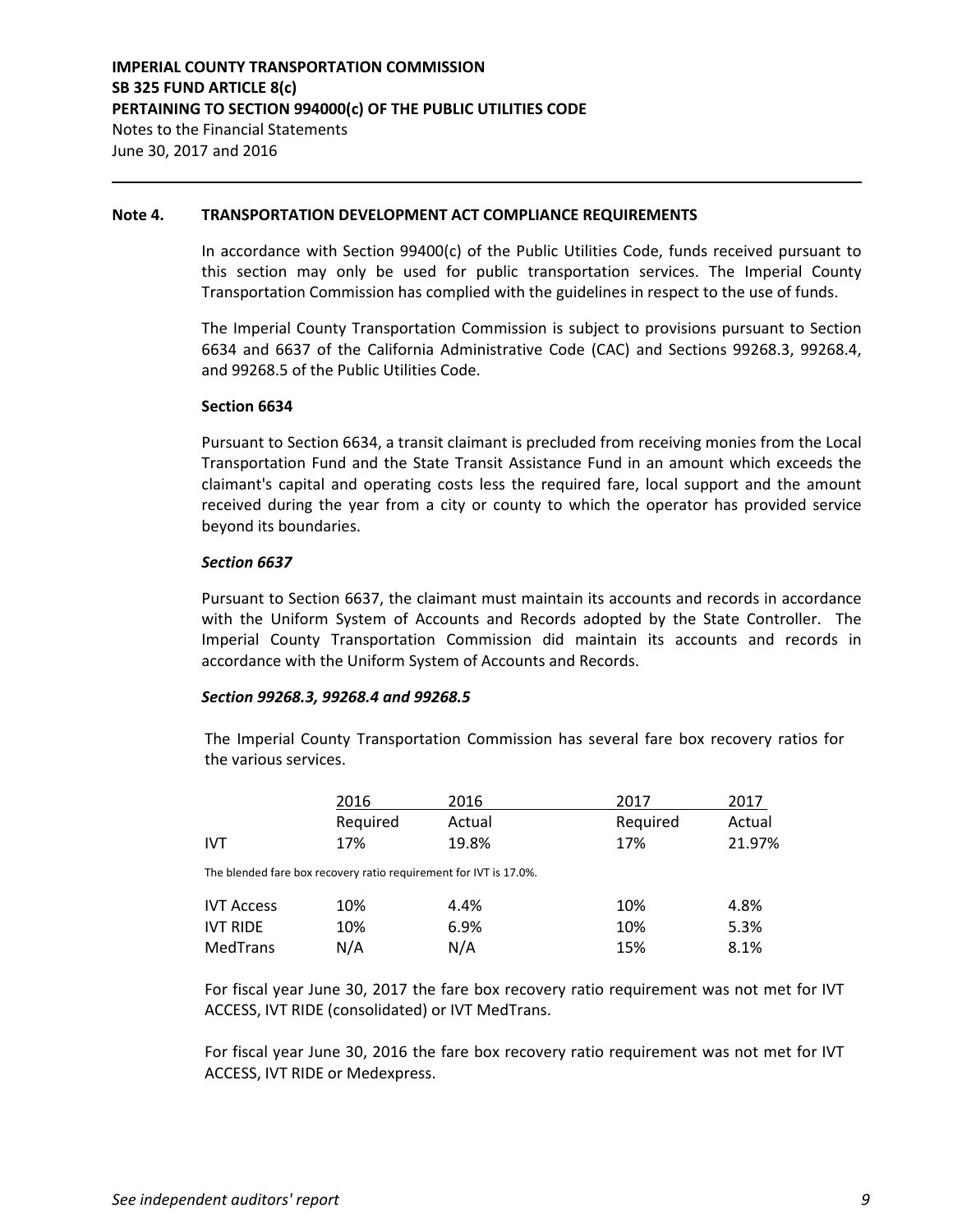**IMPERIAL COUNTY TRANSPORTATION COMMISSION**
**SB 325 FUND ARTICLE 8(c)**
**PERTAINING TO SECTION 994000(c) OF THE PUBLIC UTILITIES CODE**
Notes to the Financial Statements
June 30, 2017 and 2016

## Note 4. TRANSPORTATION DEVELOPMENT ACT COMPLIANCE REQUIREMENTS

In accordance with Section 99400(c) of the Public Utilities Code, funds received pursuant to this section may only be used for public transportation services. The Imperial County Transportation Commission has complied with the guidelines in respect to the use of funds.

The Imperial County Transportation Commission is subject to provisions pursuant to Section 6634 and 6637 of the California Administrative Code (CAC) and Sections 99268.3, 99268.4, and 99268.5 of the Public Utilities Code.

**Section 6634**

Pursuant to Section 6634, a transit claimant is precluded from receiving monies from the Local Transportation Fund and the State Transit Assistance Fund in an amount which exceeds the claimant's capital and operating costs less the required fare, local support and the amount received during the year from a city or county to which the operator has provided service beyond its boundaries.

***Section 6637***

Pursuant to Section 6637, the claimant must maintain its accounts and records in accordance with the Uniform System of Accounts and Records adopted by the State Controller. The Imperial County Transportation Commission did maintain its accounts and records in accordance with the Uniform System of Accounts and Records.

***Section 99268.3, 99268.4 and 99268.5***

The Imperial County Transportation Commission has several fare box recovery ratios for the various services.

| | 2016 Required | 2016 Actual | 2017 Required | 2017 Actual |
|---|---|---|---|---|
| IVT | 17% | 19.8% | 17% | 21.97% |

The blended fare box recovery ratio requirement for IVT is 17.0%.

| | 2016 Required | 2016 Actual | 2017 Required | 2017 Actual |
|---|---|---|---|---|
| IVT Access | 10% | 4.4% | 10% | 4.8% |
| IVT RIDE | 10% | 6.9% | 10% | 5.3% |
| MedTrans | N/A | N/A | 15% | 8.1% |

For fiscal year June 30, 2017 the fare box recovery ratio requirement was not met for IVT ACCESS, IVT RIDE (consolidated) or IVT MedTrans.

For fiscal year June 30, 2016 the fare box recovery ratio requirement was not met for IVT ACCESS, IVT RIDE or Medexpress.

*See independent auditors' report*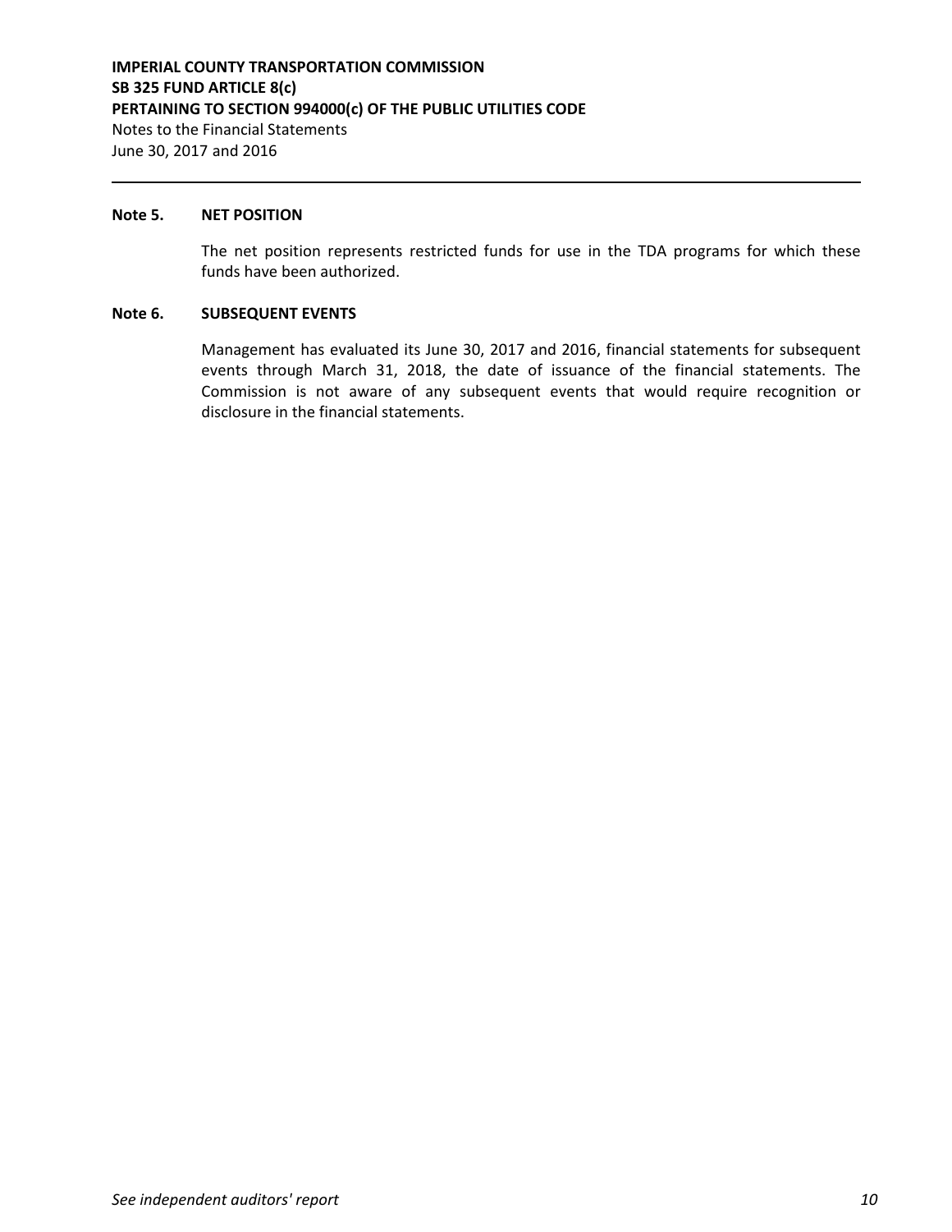**IMPERIAL COUNTY TRANSPORTATION COMMISSION**
**SB 325 FUND ARTICLE 8(c)**
**PERTAINING TO SECTION 994000(c) OF THE PUBLIC UTILITIES CODE**
Notes to the Financial Statements
June 30, 2017 and 2016

---

**Note 5. NET POSITION**

The net position represents restricted funds for use in the TDA programs for which these funds have been authorized.

**Note 6. SUBSEQUENT EVENTS**

Management has evaluated its June 30, 2017 and 2016, financial statements for subsequent events through March 31, 2018, the date of issuance of the financial statements. The Commission is not aware of any subsequent events that would require recognition or disclosure in the financial statements.

*See independent auditors' report*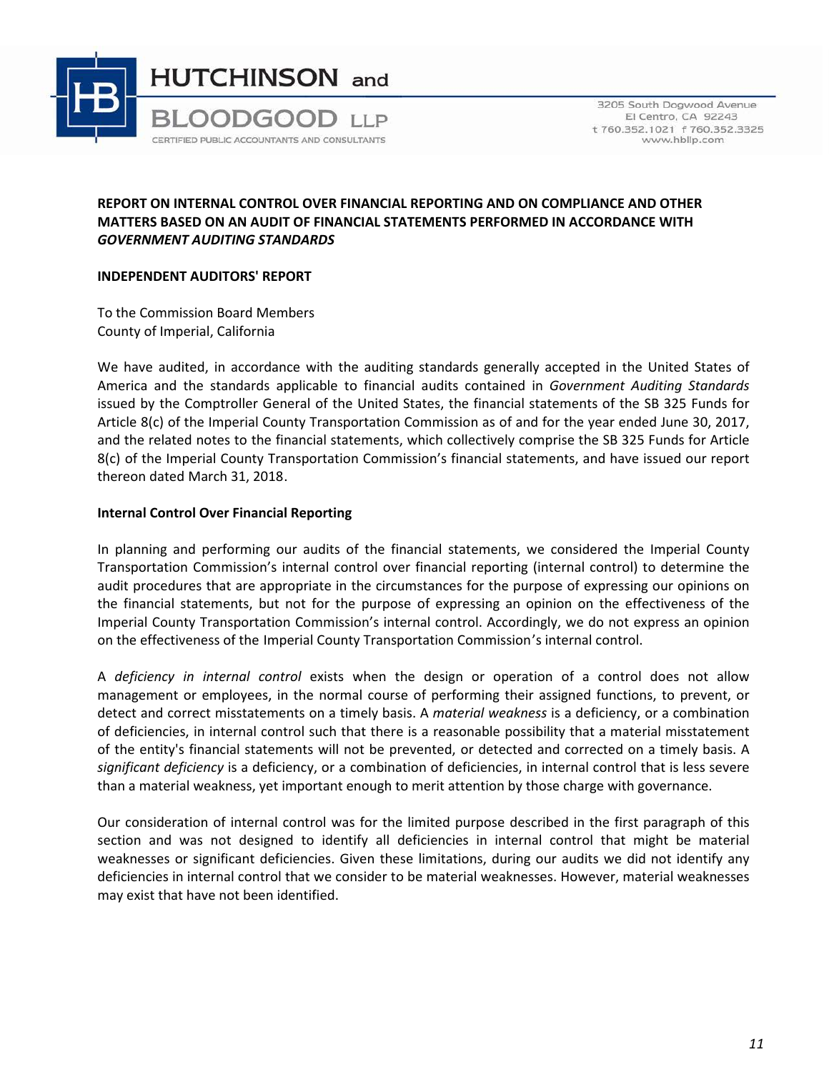**HUTCHINSON and BLOODGOOD LLP**
CERTIFIED PUBLIC ACCOUNTANTS AND CONSULTANTS

3205 South Dogwood Avenue
El Centro, CA 92243
t 760.352.1021 f 760.352.3325
www.hbllp.com

**REPORT ON INTERNAL CONTROL OVER FINANCIAL REPORTING AND ON COMPLIANCE AND OTHER MATTERS BASED ON AN AUDIT OF FINANCIAL STATEMENTS PERFORMED IN ACCORDANCE WITH *GOVERNMENT AUDITING STANDARDS***

**INDEPENDENT AUDITORS' REPORT**

To the Commission Board Members
County of Imperial, California

We have audited, in accordance with the auditing standards generally accepted in the United States of America and the standards applicable to financial audits contained in *Government Auditing Standards* issued by the Comptroller General of the United States, the financial statements of the SB 325 Funds for Article 8(c) of the Imperial County Transportation Commission as of and for the year ended June 30, 2017, and the related notes to the financial statements, which collectively comprise the SB 325 Funds for Article 8(c) of the Imperial County Transportation Commission's financial statements, and have issued our report thereon dated March 31, 2018.

**Internal Control Over Financial Reporting**

In planning and performing our audits of the financial statements, we considered the Imperial County Transportation Commission's internal control over financial reporting (internal control) to determine the audit procedures that are appropriate in the circumstances for the purpose of expressing our opinions on the financial statements, but not for the purpose of expressing an opinion on the effectiveness of the Imperial County Transportation Commission's internal control. Accordingly, we do not express an opinion on the effectiveness of the Imperial County Transportation Commission's internal control.

A *deficiency in internal control* exists when the design or operation of a control does not allow management or employees, in the normal course of performing their assigned functions, to prevent, or detect and correct misstatements on a timely basis. A *material weakness* is a deficiency, or a combination of deficiencies, in internal control such that there is a reasonable possibility that a material misstatement of the entity's financial statements will not be prevented, or detected and corrected on a timely basis. A *significant deficiency* is a deficiency, or a combination of deficiencies, in internal control that is less severe than a material weakness, yet important enough to merit attention by those charge with governance.

Our consideration of internal control was for the limited purpose described in the first paragraph of this section and was not designed to identify all deficiencies in internal control that might be material weaknesses or significant deficiencies. Given these limitations, during our audits we did not identify any deficiencies in internal control that we consider to be material weaknesses. However, material weaknesses may exist that have not been identified.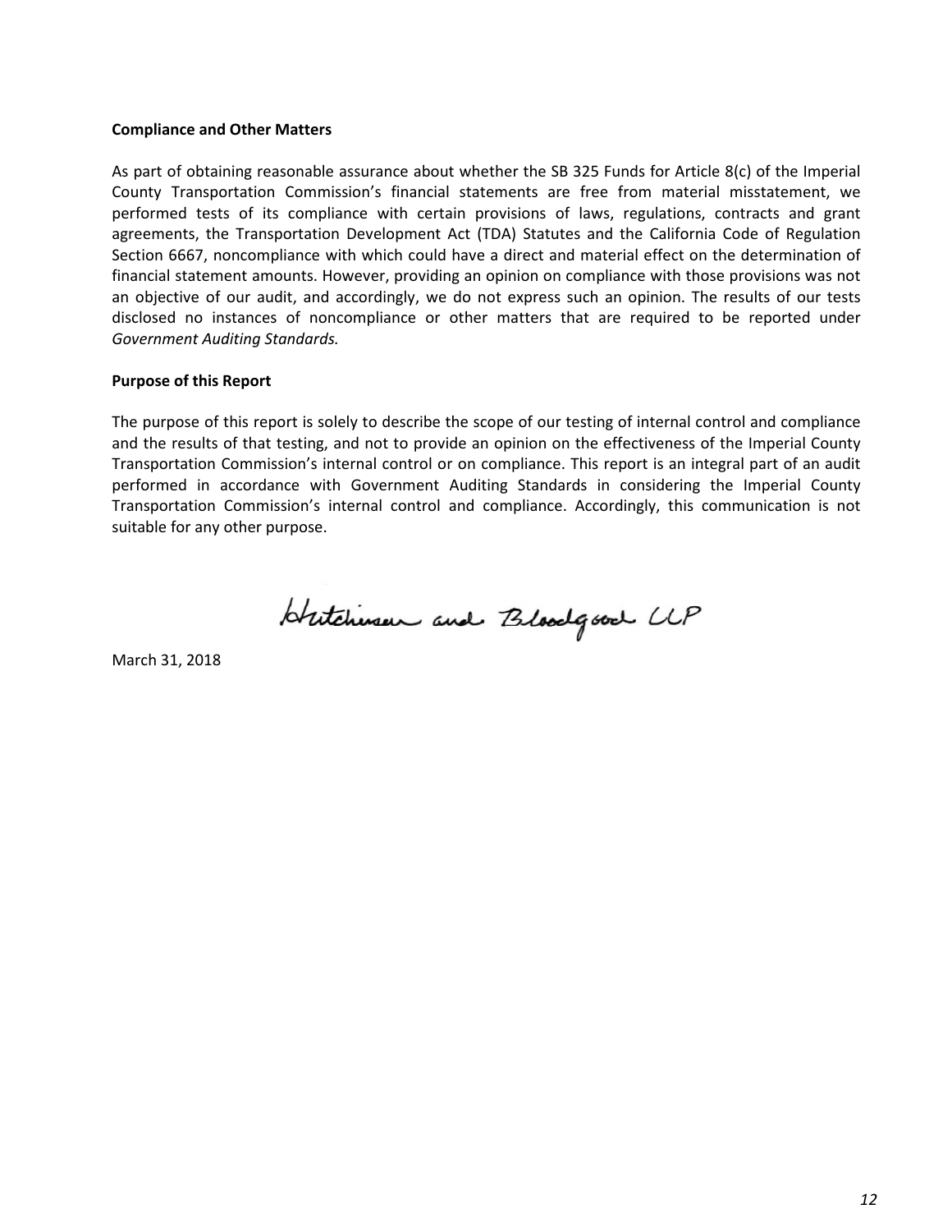**Compliance and Other Matters**

As part of obtaining reasonable assurance about whether the SB 325 Funds for Article 8(c) of the Imperial County Transportation Commission's financial statements are free from material misstatement, we performed tests of its compliance with certain provisions of laws, regulations, contracts and grant agreements, the Transportation Development Act (TDA) Statutes and the California Code of Regulation Section 6667, noncompliance with which could have a direct and material effect on the determination of financial statement amounts. However, providing an opinion on compliance with those provisions was not an objective of our audit, and accordingly, we do not express such an opinion. The results of our tests disclosed no instances of noncompliance or other matters that are required to be reported under *Government Auditing Standards.*

**Purpose of this Report**

The purpose of this report is solely to describe the scope of our testing of internal control and compliance and the results of that testing, and not to provide an opinion on the effectiveness of the Imperial County Transportation Commission's internal control or on compliance. This report is an integral part of an audit performed in accordance with Government Auditing Standards in considering the Imperial County Transportation Commission's internal control and compliance. Accordingly, this communication is not suitable for any other purpose.

Hutchinson and Bloodgood LLP

March 31, 2018